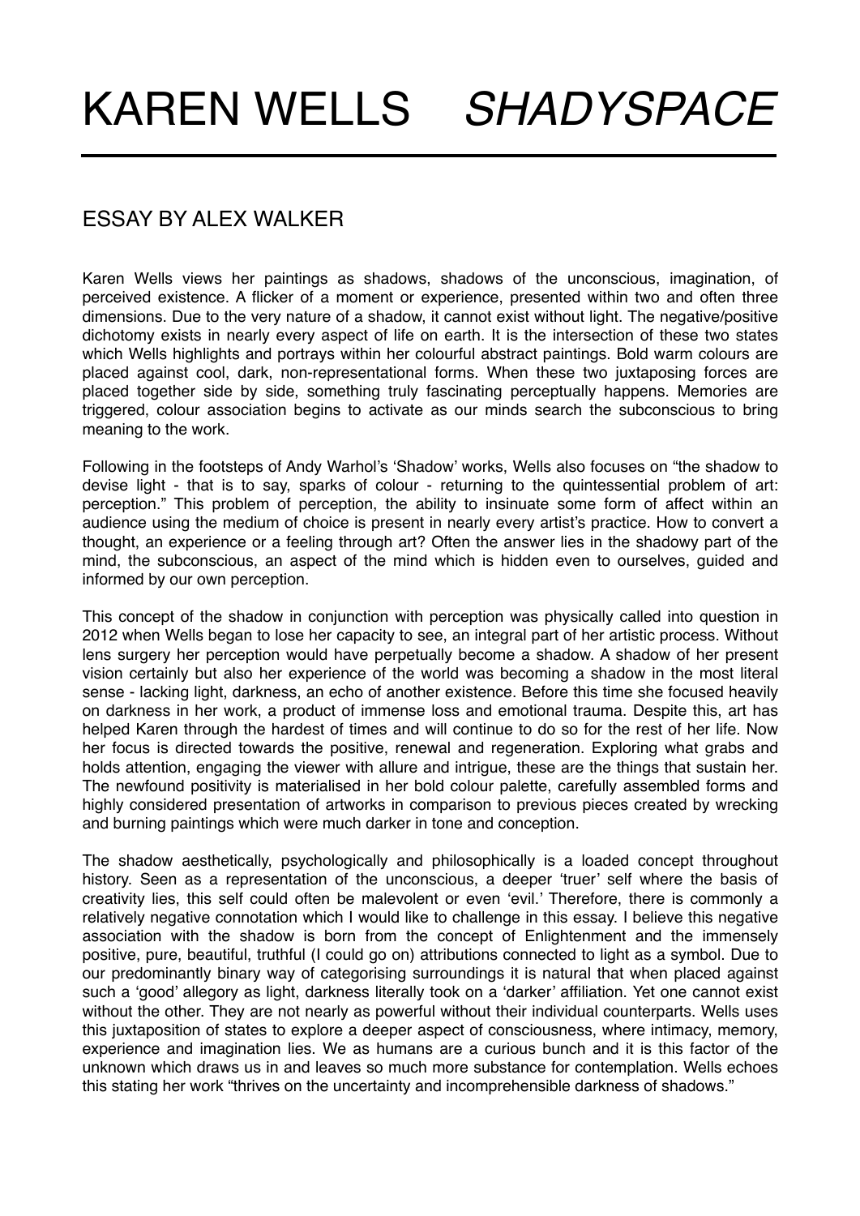# KAREN WELLS *SHADYSPACE*

---

## ESSAY BY ALEX WALKER

Karen Wells views her paintings as shadows, shadows of the unconscious, imagination, of perceived existence. A flicker of a moment or experience, presented within two and often three dimensions. Due to the very nature of a shadow, it cannot exist without light. The negative/positive dichotomy exists in nearly every aspect of life on earth. It is the intersection of these two states which Wells highlights and portrays within her colourful abstract paintings. Bold warm colours are placed against cool, dark, non-representational forms. When these two juxtaposing forces are placed together side by side, something truly fascinating perceptually happens. Memories are triggered, colour association begins to activate as our minds search the subconscious to bring meaning to the work.

Following in the footsteps of Andy Warhol's 'Shadow' works, Wells also focuses on "the shadow to devise light - that is to say, sparks of colour - returning to the quintessential problem of art: perception." This problem of perception, the ability to insinuate some form of affect within an audience using the medium of choice is present in nearly every artist's practice. How to convert a thought, an experience or a feeling through art? Often the answer lies in the shadowy part of the mind, the subconscious, an aspect of the mind which is hidden even to ourselves, guided and informed by our own perception.

This concept of the shadow in conjunction with perception was physically called into question in 2012 when Wells began to lose her capacity to see, an integral part of her artistic process. Without lens surgery her perception would have perpetually become a shadow. A shadow of her present vision certainly but also her experience of the world was becoming a shadow in the most literal sense - lacking light, darkness, an echo of another existence. Before this time she focused heavily on darkness in her work, a product of immense loss and emotional trauma. Despite this, art has helped Karen through the hardest of times and will continue to do so for the rest of her life. Now her focus is directed towards the positive, renewal and regeneration. Exploring what grabs and holds attention, engaging the viewer with allure and intrigue, these are the things that sustain her. The newfound positivity is materialised in her bold colour palette, carefully assembled forms and highly considered presentation of artworks in comparison to previous pieces created by wrecking and burning paintings which were much darker in tone and conception.

The shadow aesthetically, psychologically and philosophically is a loaded concept throughout history. Seen as a representation of the unconscious, a deeper 'truer' self where the basis of creativity lies, this self could often be malevolent or even 'evil.' Therefore, there is commonly a relatively negative connotation which I would like to challenge in this essay. I believe this negative association with the shadow is born from the concept of Enlightenment and the immensely positive, pure, beautiful, truthful (I could go on) attributions connected to light as a symbol. Due to our predominantly binary way of categorising surroundings it is natural that when placed against such a 'good' allegory as light, darkness literally took on a 'darker' affiliation. Yet one cannot exist without the other. They are not nearly as powerful without their individual counterparts. Wells uses this juxtaposition of states to explore a deeper aspect of consciousness, where intimacy, memory, experience and imagination lies. We as humans are a curious bunch and it is this factor of the unknown which draws us in and leaves so much more substance for contemplation. Wells echoes this stating her work "thrives on the uncertainty and incomprehensible darkness of shadows."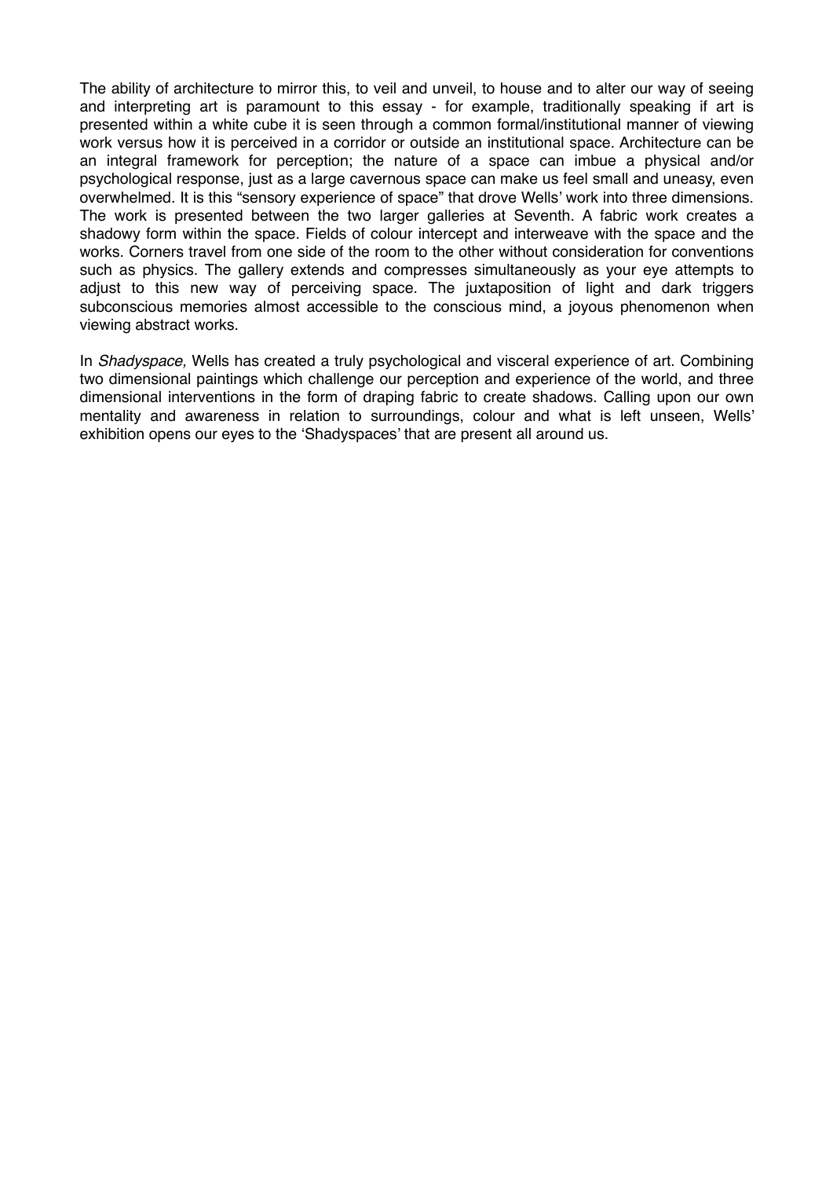The ability of architecture to mirror this, to veil and unveil, to house and to alter our way of seeing and interpreting art is paramount to this essay - for example, traditionally speaking if art is presented within a white cube it is seen through a common formal/institutional manner of viewing work versus how it is perceived in a corridor or outside an institutional space. Architecture can be an integral framework for perception; the nature of a space can imbue a physical and/or psychological response, just as a large cavernous space can make us feel small and uneasy, even overwhelmed. It is this "sensory experience of space" that drove Wells' work into three dimensions. The work is presented between the two larger galleries at Seventh. A fabric work creates a shadowy form within the space. Fields of colour intercept and interweave with the space and the works. Corners travel from one side of the room to the other without consideration for conventions such as physics. The gallery extends and compresses simultaneously as your eye attempts to adjust to this new way of perceiving space. The juxtaposition of light and dark triggers subconscious memories almost accessible to the conscious mind, a joyous phenomenon when viewing abstract works.

In *Shadyspace,* Wells has created a truly psychological and visceral experience of art. Combining two dimensional paintings which challenge our perception and experience of the world, and three dimensional interventions in the form of draping fabric to create shadows. Calling upon our own mentality and awareness in relation to surroundings, colour and what is left unseen, Wells' exhibition opens our eyes to the 'Shadyspaces' that are present all around us.